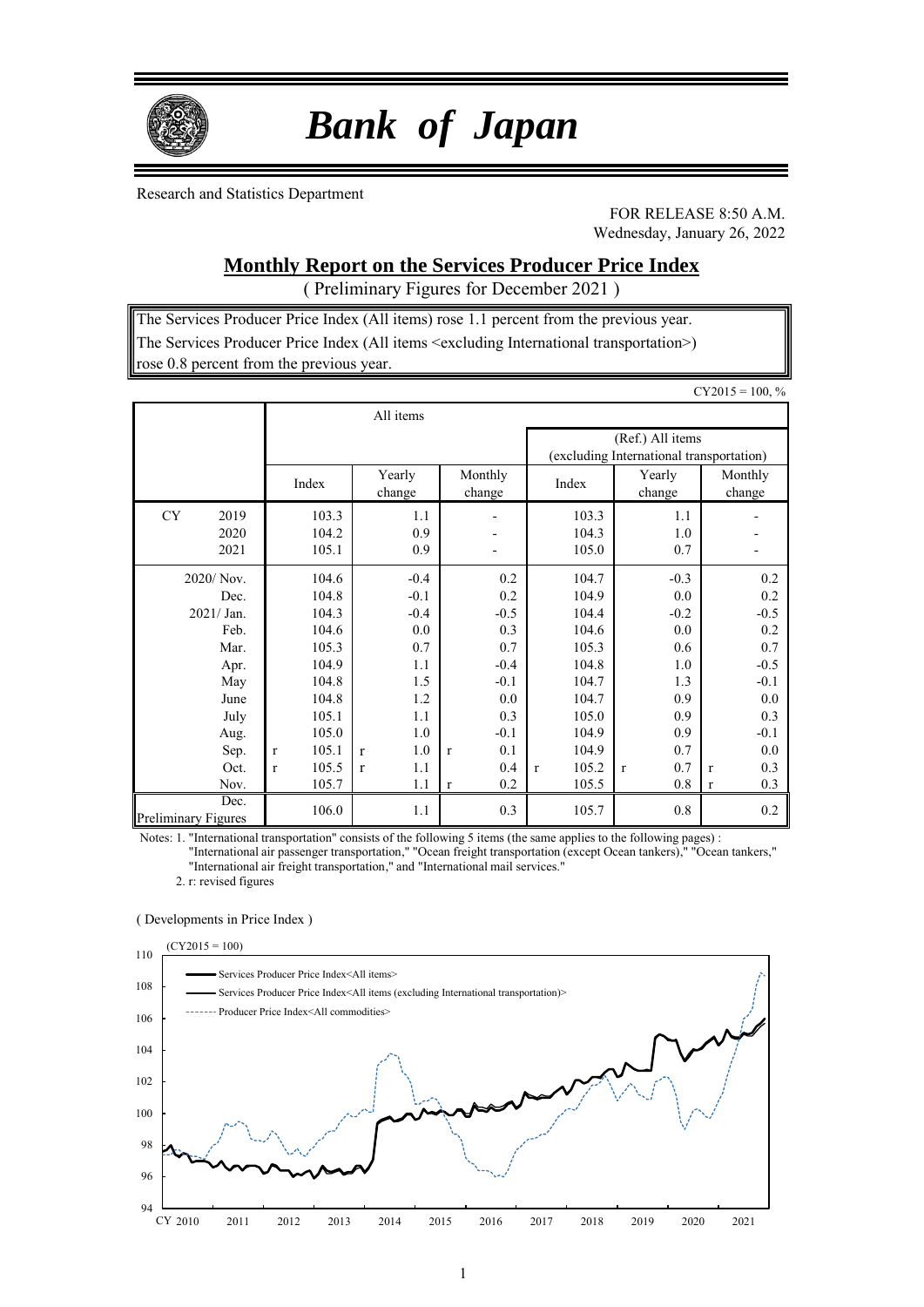# *Bank of Japan*

Research and Statistics Department

FOR RELEASE 8:50 A.M.
Wednesday, January 26, 2022

## Monthly Report on the Services Producer Price Index

( Preliminary Figures for December 2021 )

The Services Producer Price Index (All items) rose 1.1 percent from the previous year.
The Services Producer Price Index (All items <excluding International transportation>) rose 0.8 percent from the previous year.

CY2015 = 100, %

| | All items | | | (Ref.) All items (excluding International transportation) | | |
|---|---|---|---|---|---|---|
| | Index | Yearly change | Monthly change | Index | Yearly change | Monthly change |
| CY 2019 | 103.3 | 1.1 | - | 103.3 | 1.1 | - |
| 2020 | 104.2 | 0.9 | - | 104.3 | 1.0 | - |
| 2021 | 105.1 | 0.9 | - | 105.0 | 0.7 | - |
| 2020/ Nov. | 104.6 | -0.4 | 0.2 | 104.7 | -0.3 | 0.2 |
| Dec. | 104.8 | -0.1 | 0.2 | 104.9 | 0.0 | 0.2 |
| 2021/ Jan. | 104.3 | -0.4 | -0.5 | 104.4 | -0.2 | -0.5 |
| Feb. | 104.6 | 0.0 | 0.3 | 104.6 | 0.0 | 0.2 |
| Mar. | 105.3 | 0.7 | 0.7 | 105.3 | 0.6 | 0.7 |
| Apr. | 104.9 | 1.1 | -0.4 | 104.8 | 1.0 | -0.5 |
| May | 104.8 | 1.5 | -0.1 | 104.7 | 1.3 | -0.1 |
| June | 104.8 | 1.2 | 0.0 | 104.7 | 0.9 | 0.0 |
| July | 105.1 | 1.1 | 0.3 | 105.0 | 0.9 | 0.3 |
| Aug. | 105.0 | 1.0 | -0.1 | 104.9 | 0.9 | -0.1 |
| Sep. | r 105.1 | r 1.0 | r 0.1 | 104.9 | 0.7 | 0.0 |
| Oct. | r 105.5 | r 1.1 | 0.4 | r 105.2 | r 0.7 | r 0.3 |
| Nov. | 105.7 | 1.1 | r 0.2 | 105.5 | 0.8 | r 0.3 |
| Dec. Preliminary Figures | 106.0 | 1.1 | 0.3 | 105.7 | 0.8 | 0.2 |

Notes: 1. "International transportation" consists of the following 5 items (the same applies to the following pages) : "International air passenger transportation," "Ocean freight transportation (except Ocean tankers)," "Ocean tankers," "International air freight transportation," and "International mail services."

2. r: revised figures

( Developments in Price Index )

(CY2015 = 100)

Legend: Services Producer Price Index<All items>; Services Producer Price Index<All items (excluding International transportation)>; Producer Price Index<All commodities>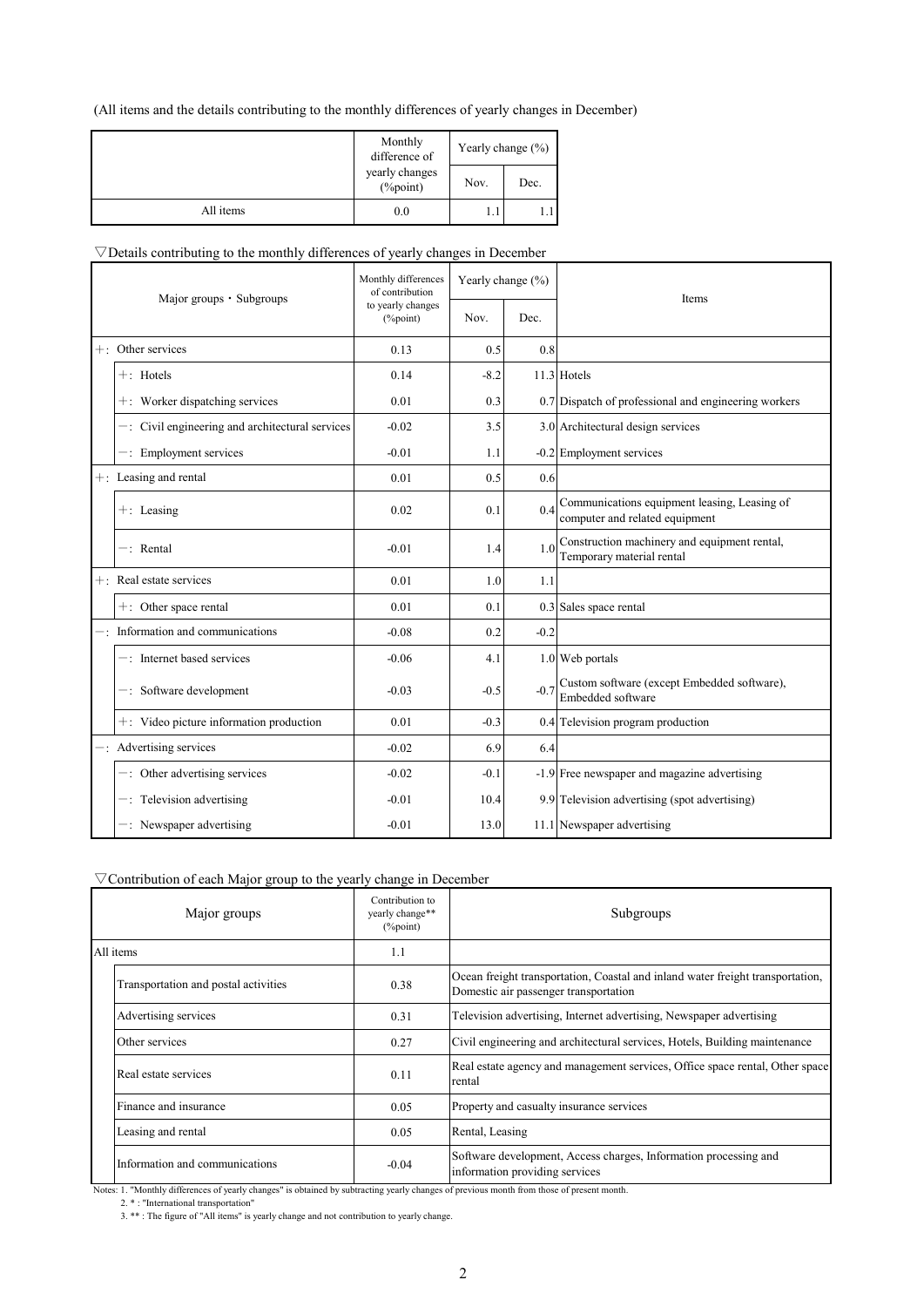(All items and the details contributing to the monthly differences of yearly changes in December)

| | Monthly difference of yearly changes (%point) | Yearly change (%) | |
|---|---|---|---|
| | | Nov. | Dec. |
| All items | 0.0 | 1.1 | 1.1 |

▽Details contributing to the monthly differences of yearly changes in December

| Major groups・Subgroups | | Monthly differences of contribution to yearly changes (%point) | Yearly change (%) | | Items |
|---|---|---|---|---|---|
| | | | Nov. | Dec. | |
| ＋: Other services | | 0.13 | 0.5 | 0.8 | |
| | ＋: Hotels | 0.14 | -8.2 | 11.3 | Hotels |
| | ＋: Worker dispatching services | 0.01 | 0.3 | 0.7 | Dispatch of professional and engineering workers |
| | −: Civil engineering and architectural services | -0.02 | 3.5 | 3.0 | Architectural design services |
| | −: Employment services | -0.01 | 1.1 | -0.2 | Employment services |
| ＋: Leasing and rental | | 0.01 | 0.5 | 0.6 | |
| | ＋: Leasing | 0.02 | 0.1 | 0.4 | Communications equipment leasing, Leasing of computer and related equipment |
| | −: Rental | -0.01 | 1.4 | 1.0 | Construction machinery and equipment rental, Temporary material rental |
| ＋: Real estate services | | 0.01 | 1.0 | 1.1 | |
| | ＋: Other space rental | 0.01 | 0.1 | 0.3 | Sales space rental |
| −: Information and communications | | -0.08 | 0.2 | -0.2 | |
| | −: Internet based services | -0.06 | 4.1 | 1.0 | Web portals |
| | −: Software development | -0.03 | -0.5 | -0.7 | Custom software (except Embedded software), Embedded software |
| | ＋: Video picture information production | 0.01 | -0.3 | 0.4 | Television program production |
| −: Advertising services | | -0.02 | 6.9 | 6.4 | |
| | −: Other advertising services | -0.02 | -0.1 | -1.9 | Free newspaper and magazine advertising |
| | −: Television advertising | -0.01 | 10.4 | 9.9 | Television advertising (spot advertising) |
| | −: Newspaper advertising | -0.01 | 13.0 | 11.1 | Newspaper advertising |

▽Contribution of each Major group to the yearly change in December

| Major groups | | Contribution to yearly change** (%point) | Subgroups |
|---|---|---|---|
| All items | | 1.1 | |
| | Transportation and postal activities | 0.38 | Ocean freight transportation, Coastal and inland water freight transportation, Domestic air passenger transportation |
| | Advertising services | 0.31 | Television advertising, Internet advertising, Newspaper advertising |
| | Other services | 0.27 | Civil engineering and architectural services, Hotels, Building maintenance |
| | Real estate services | 0.11 | Real estate agency and management services, Office space rental, Other space rental |
| | Finance and insurance | 0.05 | Property and casualty insurance services |
| | Leasing and rental | 0.05 | Rental, Leasing |
| | Information and communications | -0.04 | Software development, Access charges, Information processing and information providing services |

Notes: 1. "Monthly differences of yearly changes" is obtained by subtracting yearly changes of previous month from those of present month.
2. * : "International transportation"
3. ** : The figure of "All items" is yearly change and not contribution to yearly change.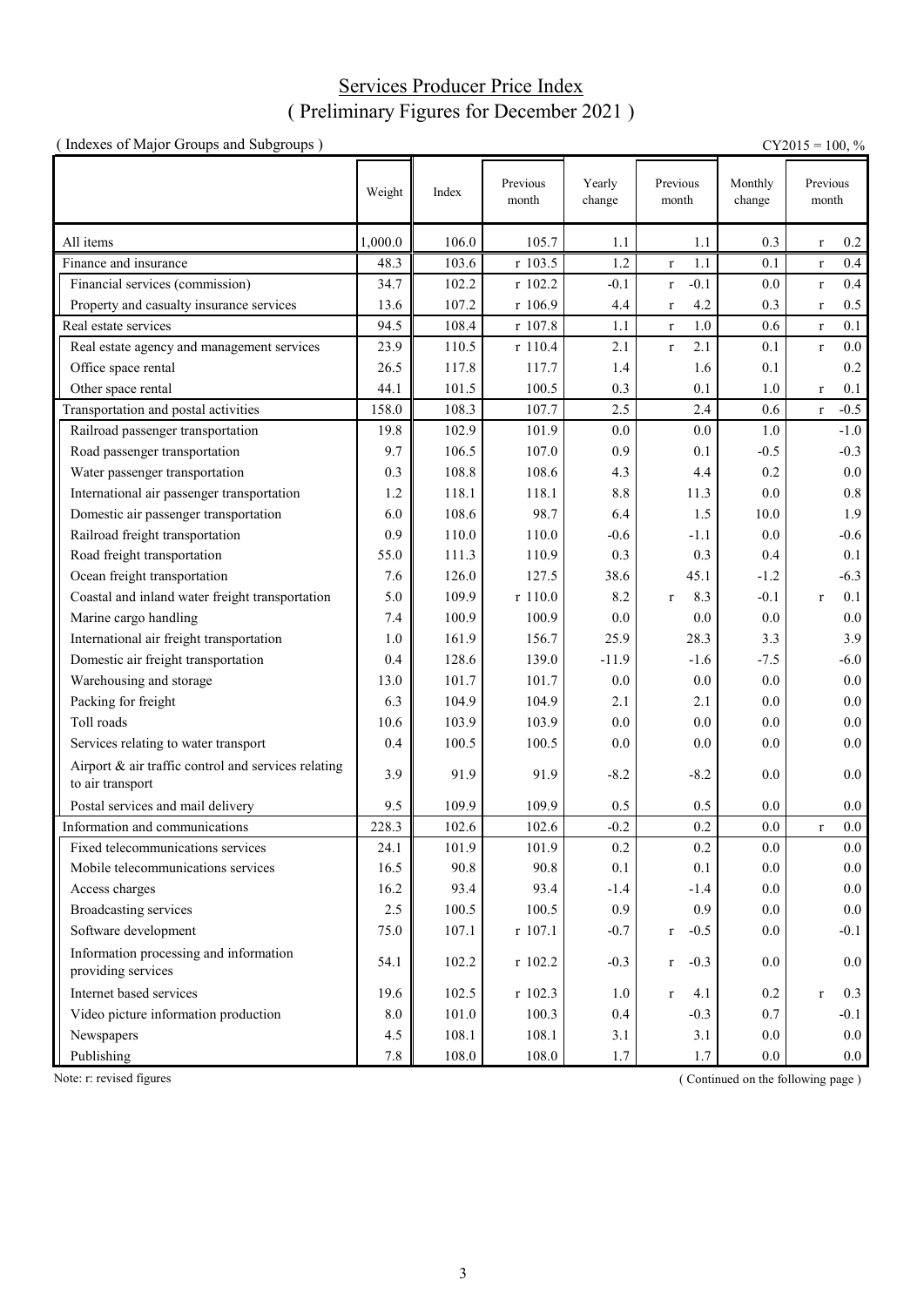# Services Producer Price Index
## ( Preliminary Figures for December 2021 )

( Indexes of Major Groups and Subgroups ) CY2015 = 100, %

| | Weight | Index | Previous month | Yearly change | Previous month | Monthly change | Previous month |
|---|---|---|---|---|---|---|---|
| All items | 1,000.0 | 106.0 | 105.7 | 1.1 | 1.1 | 0.3 | r 0.2 |
| Finance and insurance | 48.3 | 103.6 | r 103.5 | 1.2 | r 1.1 | 0.1 | r 0.4 |
| Financial services (commission) | 34.7 | 102.2 | r 102.2 | -0.1 | r -0.1 | 0.0 | r 0.4 |
| Property and casualty insurance services | 13.6 | 107.2 | r 106.9 | 4.4 | r 4.2 | 0.3 | r 0.5 |
| Real estate services | 94.5 | 108.4 | r 107.8 | 1.1 | r 1.0 | 0.6 | r 0.1 |
| Real estate agency and management services | 23.9 | 110.5 | r 110.4 | 2.1 | r 2.1 | 0.1 | r 0.0 |
| Office space rental | 26.5 | 117.8 | 117.7 | 1.4 | 1.6 | 0.1 | 0.2 |
| Other space rental | 44.1 | 101.5 | 100.5 | 0.3 | 0.1 | 1.0 | r 0.1 |
| Transportation and postal activities | 158.0 | 108.3 | 107.7 | 2.5 | 2.4 | 0.6 | r -0.5 |
| Railroad passenger transportation | 19.8 | 102.9 | 101.9 | 0.0 | 0.0 | 1.0 | -1.0 |
| Road passenger transportation | 9.7 | 106.5 | 107.0 | 0.9 | 0.1 | -0.5 | -0.3 |
| Water passenger transportation | 0.3 | 108.8 | 108.6 | 4.3 | 4.4 | 0.2 | 0.0 |
| International air passenger transportation | 1.2 | 118.1 | 118.1 | 8.8 | 11.3 | 0.0 | 0.8 |
| Domestic air passenger transportation | 6.0 | 108.6 | 98.7 | 6.4 | 1.5 | 10.0 | 1.9 |
| Railroad freight transportation | 0.9 | 110.0 | 110.0 | -0.6 | -1.1 | 0.0 | -0.6 |
| Road freight transportation | 55.0 | 111.3 | 110.9 | 0.3 | 0.3 | 0.4 | 0.1 |
| Ocean freight transportation | 7.6 | 126.0 | 127.5 | 38.6 | 45.1 | -1.2 | -6.3 |
| Coastal and inland water freight transportation | 5.0 | 109.9 | r 110.0 | 8.2 | r 8.3 | -0.1 | r 0.1 |
| Marine cargo handling | 7.4 | 100.9 | 100.9 | 0.0 | 0.0 | 0.0 | 0.0 |
| International air freight transportation | 1.0 | 161.9 | 156.7 | 25.9 | 28.3 | 3.3 | 3.9 |
| Domestic air freight transportation | 0.4 | 128.6 | 139.0 | -11.9 | -1.6 | -7.5 | -6.0 |
| Warehousing and storage | 13.0 | 101.7 | 101.7 | 0.0 | 0.0 | 0.0 | 0.0 |
| Packing for freight | 6.3 | 104.9 | 104.9 | 2.1 | 2.1 | 0.0 | 0.0 |
| Toll roads | 10.6 | 103.9 | 103.9 | 0.0 | 0.0 | 0.0 | 0.0 |
| Services relating to water transport | 0.4 | 100.5 | 100.5 | 0.0 | 0.0 | 0.0 | 0.0 |
| Airport & air traffic control and services relating to air transport | 3.9 | 91.9 | 91.9 | -8.2 | -8.2 | 0.0 | 0.0 |
| Postal services and mail delivery | 9.5 | 109.9 | 109.9 | 0.5 | 0.5 | 0.0 | 0.0 |
| Information and communications | 228.3 | 102.6 | 102.6 | -0.2 | 0.2 | 0.0 | r 0.0 |
| Fixed telecommunications services | 24.1 | 101.9 | 101.9 | 0.2 | 0.2 | 0.0 | 0.0 |
| Mobile telecommunications services | 16.5 | 90.8 | 90.8 | 0.1 | 0.1 | 0.0 | 0.0 |
| Access charges | 16.2 | 93.4 | 93.4 | -1.4 | -1.4 | 0.0 | 0.0 |
| Broadcasting services | 2.5 | 100.5 | 100.5 | 0.9 | 0.9 | 0.0 | 0.0 |
| Software development | 75.0 | 107.1 | r 107.1 | -0.7 | r -0.5 | 0.0 | -0.1 |
| Information processing and information providing services | 54.1 | 102.2 | r 102.2 | -0.3 | r -0.3 | 0.0 | 0.0 |
| Internet based services | 19.6 | 102.5 | r 102.3 | 1.0 | r 4.1 | 0.2 | r 0.3 |
| Video picture information production | 8.0 | 101.0 | 100.3 | 0.4 | -0.3 | 0.7 | -0.1 |
| Newspapers | 4.5 | 108.1 | 108.1 | 3.1 | 3.1 | 0.0 | 0.0 |
| Publishing | 7.8 | 108.0 | 108.0 | 1.7 | 1.7 | 0.0 | 0.0 |

Note: r: revised figures

( Continued on the following page )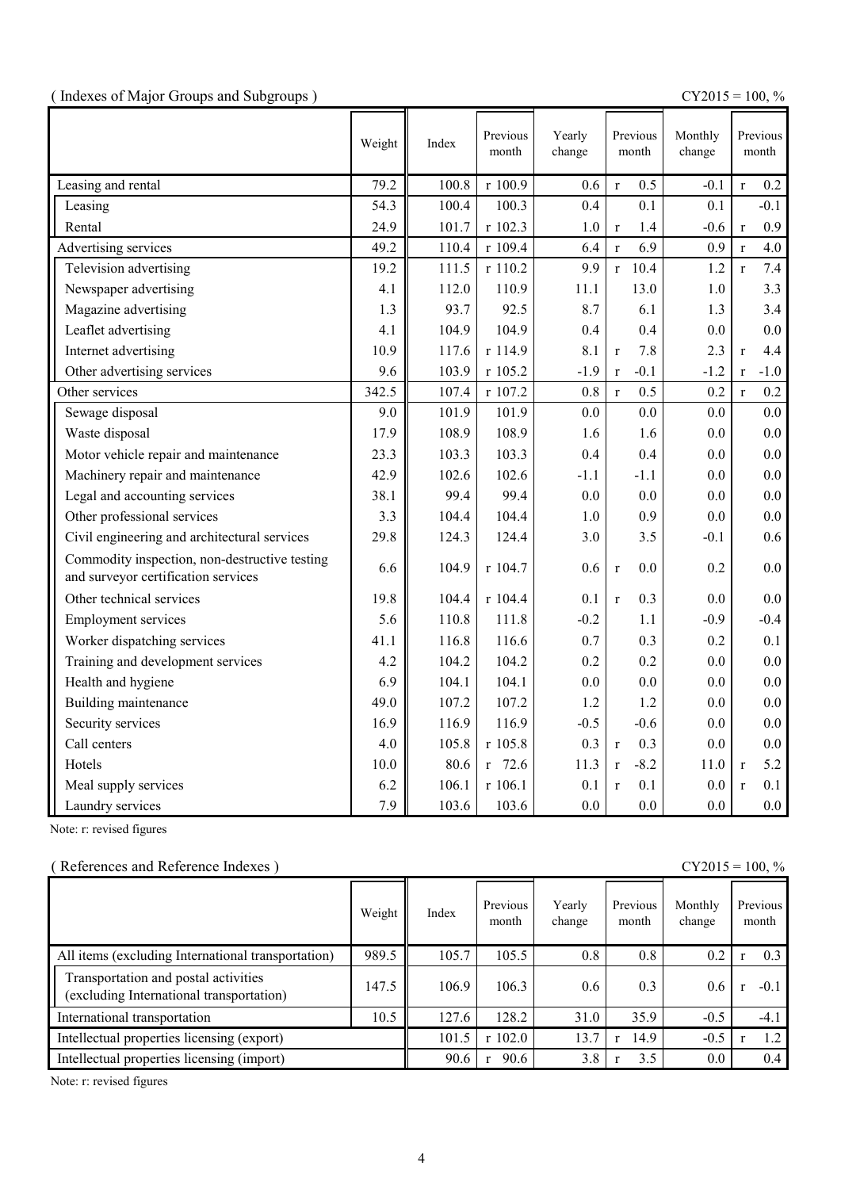( Indexes of Major Groups and Subgroups )

CY2015 = 100, %

| | Weight | Index | Previous month | Yearly change | Previous month | Monthly change | Previous month |
|---|---|---|---|---|---|---|---|
| Leasing and rental | 79.2 | 100.8 | r 100.9 | 0.6 | r 0.5 | -0.1 | r 0.2 |
| Leasing | 54.3 | 100.4 | 100.3 | 0.4 | 0.1 | 0.1 | -0.1 |
| Rental | 24.9 | 101.7 | r 102.3 | 1.0 | r 1.4 | -0.6 | r 0.9 |
| Advertising services | 49.2 | 110.4 | r 109.4 | 6.4 | r 6.9 | 0.9 | r 4.0 |
| Television advertising | 19.2 | 111.5 | r 110.2 | 9.9 | r 10.4 | 1.2 | r 7.4 |
| Newspaper advertising | 4.1 | 112.0 | 110.9 | 11.1 | 13.0 | 1.0 | 3.3 |
| Magazine advertising | 1.3 | 93.7 | 92.5 | 8.7 | 6.1 | 1.3 | 3.4 |
| Leaflet advertising | 4.1 | 104.9 | 104.9 | 0.4 | 0.4 | 0.0 | 0.0 |
| Internet advertising | 10.9 | 117.6 | r 114.9 | 8.1 | r 7.8 | 2.3 | r 4.4 |
| Other advertising services | 9.6 | 103.9 | r 105.2 | -1.9 | r -0.1 | -1.2 | r -1.0 |
| Other services | 342.5 | 107.4 | r 107.2 | 0.8 | r 0.5 | 0.2 | r 0.2 |
| Sewage disposal | 9.0 | 101.9 | 101.9 | 0.0 | 0.0 | 0.0 | 0.0 |
| Waste disposal | 17.9 | 108.9 | 108.9 | 1.6 | 1.6 | 0.0 | 0.0 |
| Motor vehicle repair and maintenance | 23.3 | 103.3 | 103.3 | 0.4 | 0.4 | 0.0 | 0.0 |
| Machinery repair and maintenance | 42.9 | 102.6 | 102.6 | -1.1 | -1.1 | 0.0 | 0.0 |
| Legal and accounting services | 38.1 | 99.4 | 99.4 | 0.0 | 0.0 | 0.0 | 0.0 |
| Other professional services | 3.3 | 104.4 | 104.4 | 1.0 | 0.9 | 0.0 | 0.0 |
| Civil engineering and architectural services | 29.8 | 124.3 | 124.4 | 3.0 | 3.5 | -0.1 | 0.6 |
| Commodity inspection, non-destructive testing and surveyor certification services | 6.6 | 104.9 | r 104.7 | 0.6 | r 0.0 | 0.2 | 0.0 |
| Other technical services | 19.8 | 104.4 | r 104.4 | 0.1 | r 0.3 | 0.0 | 0.0 |
| Employment services | 5.6 | 110.8 | 111.8 | -0.2 | 1.1 | -0.9 | -0.4 |
| Worker dispatching services | 41.1 | 116.8 | 116.6 | 0.7 | 0.3 | 0.2 | 0.1 |
| Training and development services | 4.2 | 104.2 | 104.2 | 0.2 | 0.2 | 0.0 | 0.0 |
| Health and hygiene | 6.9 | 104.1 | 104.1 | 0.0 | 0.0 | 0.0 | 0.0 |
| Building maintenance | 49.0 | 107.2 | 107.2 | 1.2 | 1.2 | 0.0 | 0.0 |
| Security services | 16.9 | 116.9 | 116.9 | -0.5 | -0.6 | 0.0 | 0.0 |
| Call centers | 4.0 | 105.8 | r 105.8 | 0.3 | r 0.3 | 0.0 | 0.0 |
| Hotels | 10.0 | 80.6 | r 72.6 | 11.3 | r -8.2 | 11.0 | r 5.2 |
| Meal supply services | 6.2 | 106.1 | r 106.1 | 0.1 | r 0.1 | 0.0 | r 0.1 |
| Laundry services | 7.9 | 103.6 | 103.6 | 0.0 | 0.0 | 0.0 | 0.0 |

Note: r: revised figures

( References and Reference Indexes )

CY2015 = 100, %

| | Weight | Index | Previous month | Yearly change | Previous month | Monthly change | Previous month |
|---|---|---|---|---|---|---|---|
| All items (excluding International transportation) | 989.5 | 105.7 | 105.5 | 0.8 | 0.8 | 0.2 | r 0.3 |
| Transportation and postal activities (excluding International transportation) | 147.5 | 106.9 | 106.3 | 0.6 | 0.3 | 0.6 | r -0.1 |
| International transportation | 10.5 | 127.6 | 128.2 | 31.0 | 35.9 | -0.5 | -4.1 |
| Intellectual properties licensing (export) | | 101.5 | r 102.0 | 13.7 | r 14.9 | -0.5 | r 1.2 |
| Intellectual properties licensing (import) | | 90.6 | r 90.6 | 3.8 | r 3.5 | 0.0 | 0.4 |

Note: r: revised figures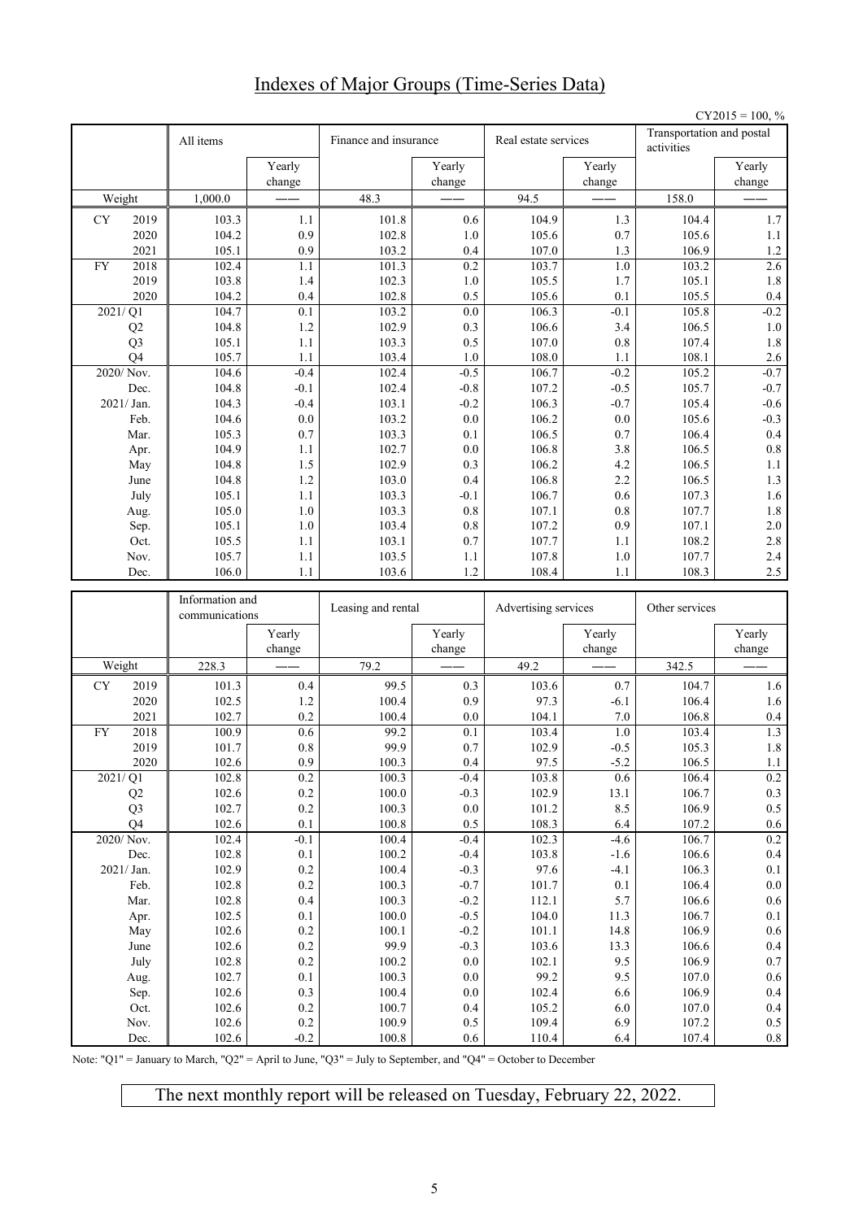# Indexes of Major Groups (Time-Series Data)

CY2015 = 100, %

| | All items | | Finance and insurance | | Real estate services | | Transportation and postal activities | |
|---|---|---|---|---|---|---|---|---|
| | | Yearly change | | Yearly change | | Yearly change | | Yearly change |
| Weight | 1,000.0 | —— | 48.3 | —— | 94.5 | —— | 158.0 | —— |
| CY 2019 | 103.3 | 1.1 | 101.8 | 0.6 | 104.9 | 1.3 | 104.4 | 1.7 |
| 2020 | 104.2 | 0.9 | 102.8 | 1.0 | 105.6 | 0.7 | 105.6 | 1.1 |
| 2021 | 105.1 | 0.9 | 103.2 | 0.4 | 107.0 | 1.3 | 106.9 | 1.2 |
| FY 2018 | 102.4 | 1.1 | 101.3 | 0.2 | 103.7 | 1.0 | 103.2 | 2.6 |
| 2019 | 103.8 | 1.4 | 102.3 | 1.0 | 105.5 | 1.7 | 105.1 | 1.8 |
| 2020 | 104.2 | 0.4 | 102.8 | 0.5 | 105.6 | 0.1 | 105.5 | 0.4 |
| 2021/ Q1 | 104.7 | 0.1 | 103.2 | 0.0 | 106.3 | -0.1 | 105.8 | -0.2 |
| Q2 | 104.8 | 1.2 | 102.9 | 0.3 | 106.6 | 3.4 | 106.5 | 1.0 |
| Q3 | 105.1 | 1.1 | 103.3 | 0.5 | 107.0 | 0.8 | 107.4 | 1.8 |
| Q4 | 105.7 | 1.1 | 103.4 | 1.0 | 108.0 | 1.1 | 108.1 | 2.6 |
| 2020/ Nov. | 104.6 | -0.4 | 102.4 | -0.5 | 106.7 | -0.2 | 105.2 | -0.7 |
| Dec. | 104.8 | -0.1 | 102.4 | -0.8 | 107.2 | -0.5 | 105.7 | -0.7 |
| 2021/ Jan. | 104.3 | -0.4 | 103.1 | -0.2 | 106.3 | -0.7 | 105.4 | -0.6 |
| Feb. | 104.6 | 0.0 | 103.2 | 0.0 | 106.2 | 0.0 | 105.6 | -0.3 |
| Mar. | 105.3 | 0.7 | 103.3 | 0.1 | 106.5 | 0.7 | 106.4 | 0.4 |
| Apr. | 104.9 | 1.1 | 102.7 | 0.0 | 106.8 | 3.8 | 106.5 | 0.8 |
| May | 104.8 | 1.5 | 102.9 | 0.3 | 106.2 | 4.2 | 106.5 | 1.1 |
| June | 104.8 | 1.2 | 103.0 | 0.4 | 106.8 | 2.2 | 106.5 | 1.3 |
| July | 105.1 | 1.1 | 103.3 | -0.1 | 106.7 | 0.6 | 107.3 | 1.6 |
| Aug. | 105.0 | 1.0 | 103.3 | 0.8 | 107.1 | 0.8 | 107.7 | 1.8 |
| Sep. | 105.1 | 1.0 | 103.4 | 0.8 | 107.2 | 0.9 | 107.1 | 2.0 |
| Oct. | 105.5 | 1.1 | 103.1 | 0.7 | 107.7 | 1.1 | 108.2 | 2.8 |
| Nov. | 105.7 | 1.1 | 103.5 | 1.1 | 107.8 | 1.0 | 107.7 | 2.4 |
| Dec. | 106.0 | 1.1 | 103.6 | 1.2 | 108.4 | 1.1 | 108.3 | 2.5 |

| | Information and communications | | Leasing and rental | | Advertising services | | Other services | |
|---|---|---|---|---|---|---|---|---|
| | | Yearly change | | Yearly change | | Yearly change | | Yearly change |
| Weight | 228.3 | —— | 79.2 | —— | 49.2 | —— | 342.5 | —— |
| CY 2019 | 101.3 | 0.4 | 99.5 | 0.3 | 103.6 | 0.7 | 104.7 | 1.6 |
| 2020 | 102.5 | 1.2 | 100.4 | 0.9 | 97.3 | -6.1 | 106.4 | 1.6 |
| 2021 | 102.7 | 0.2 | 100.4 | 0.0 | 104.1 | 7.0 | 106.8 | 0.4 |
| FY 2018 | 100.9 | 0.6 | 99.2 | 0.1 | 103.4 | 1.0 | 103.4 | 1.3 |
| 2019 | 101.7 | 0.8 | 99.9 | 0.7 | 102.9 | -0.5 | 105.3 | 1.8 |
| 2020 | 102.6 | 0.9 | 100.3 | 0.4 | 97.5 | -5.2 | 106.5 | 1.1 |
| 2021/ Q1 | 102.8 | 0.2 | 100.3 | -0.4 | 103.8 | 0.6 | 106.4 | 0.2 |
| Q2 | 102.6 | 0.2 | 100.0 | -0.3 | 102.9 | 13.1 | 106.7 | 0.3 |
| Q3 | 102.7 | 0.2 | 100.3 | 0.0 | 101.2 | 8.5 | 106.9 | 0.5 |
| Q4 | 102.6 | 0.1 | 100.8 | 0.5 | 108.3 | 6.4 | 107.2 | 0.6 |
| 2020/ Nov. | 102.4 | -0.1 | 100.4 | -0.4 | 102.3 | -4.6 | 106.7 | 0.2 |
| Dec. | 102.8 | 0.1 | 100.2 | -0.4 | 103.8 | -1.6 | 106.6 | 0.4 |
| 2021/ Jan. | 102.9 | 0.2 | 100.4 | -0.3 | 97.6 | -4.1 | 106.3 | 0.1 |
| Feb. | 102.8 | 0.2 | 100.3 | -0.7 | 101.7 | 0.1 | 106.4 | 0.0 |
| Mar. | 102.8 | 0.4 | 100.3 | -0.2 | 112.1 | 5.7 | 106.6 | 0.6 |
| Apr. | 102.5 | 0.1 | 100.0 | -0.5 | 104.0 | 11.3 | 106.7 | 0.1 |
| May | 102.6 | 0.2 | 100.1 | -0.2 | 101.1 | 14.8 | 106.9 | 0.6 |
| June | 102.6 | 0.2 | 99.9 | -0.3 | 103.6 | 13.3 | 106.6 | 0.4 |
| July | 102.8 | 0.2 | 100.2 | 0.0 | 102.1 | 9.5 | 106.9 | 0.7 |
| Aug. | 102.7 | 0.1 | 100.3 | 0.0 | 99.2 | 9.5 | 107.0 | 0.6 |
| Sep. | 102.6 | 0.3 | 100.4 | 0.0 | 102.4 | 6.6 | 106.9 | 0.4 |
| Oct. | 102.6 | 0.2 | 100.7 | 0.4 | 105.2 | 6.0 | 107.0 | 0.4 |
| Nov. | 102.6 | 0.2 | 100.9 | 0.5 | 109.4 | 6.9 | 107.2 | 0.5 |
| Dec. | 102.6 | -0.2 | 100.8 | 0.6 | 110.4 | 6.4 | 107.4 | 0.8 |

Note: "Q1" = January to March, "Q2" = April to June, "Q3" = July to September, and "Q4" = October to December

The next monthly report will be released on Tuesday, February 22, 2022.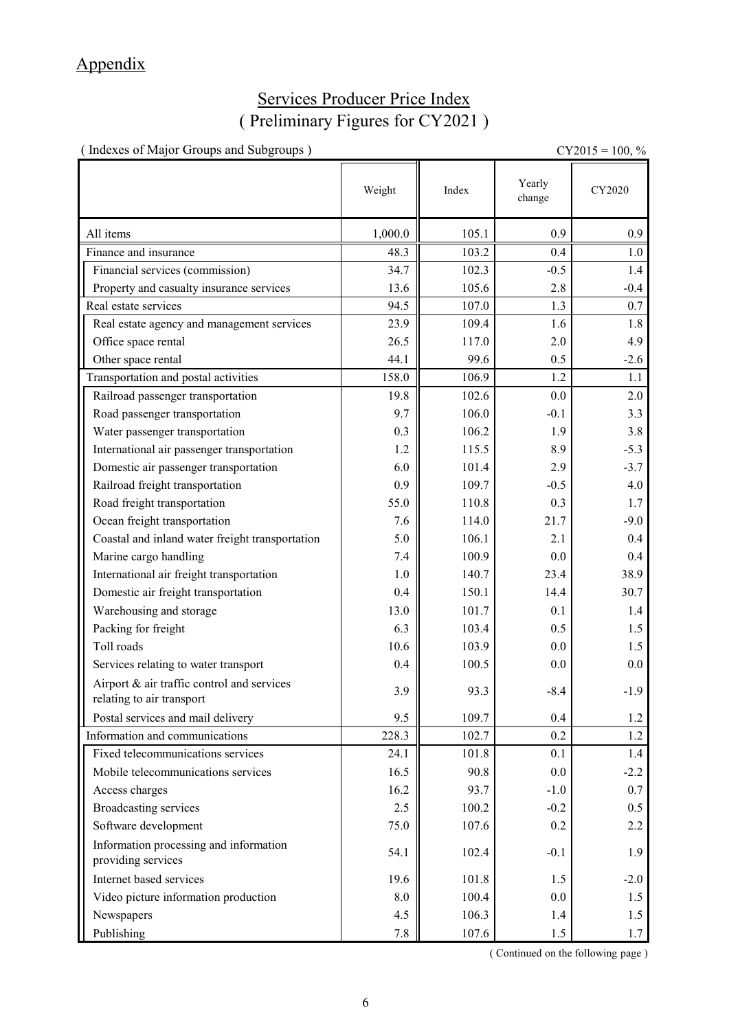## Appendix

# Services Producer Price Index
# ( Preliminary Figures for CY2021 )

( Indexes of Major Groups and Subgroups )

CY2015 = 100, %

| | Weight | Index | Yearly change | CY2020 |
|---|---|---|---|---|
| All items | 1,000.0 | 105.1 | 0.9 | 0.9 |
| Finance and insurance | 48.3 | 103.2 | 0.4 | 1.0 |
| Financial services (commission) | 34.7 | 102.3 | -0.5 | 1.4 |
| Property and casualty insurance services | 13.6 | 105.6 | 2.8 | -0.4 |
| Real estate services | 94.5 | 107.0 | 1.3 | 0.7 |
| Real estate agency and management services | 23.9 | 109.4 | 1.6 | 1.8 |
| Office space rental | 26.5 | 117.0 | 2.0 | 4.9 |
| Other space rental | 44.1 | 99.6 | 0.5 | -2.6 |
| Transportation and postal activities | 158.0 | 106.9 | 1.2 | 1.1 |
| Railroad passenger transportation | 19.8 | 102.6 | 0.0 | 2.0 |
| Road passenger transportation | 9.7 | 106.0 | -0.1 | 3.3 |
| Water passenger transportation | 0.3 | 106.2 | 1.9 | 3.8 |
| International air passenger transportation | 1.2 | 115.5 | 8.9 | -5.3 |
| Domestic air passenger transportation | 6.0 | 101.4 | 2.9 | -3.7 |
| Railroad freight transportation | 0.9 | 109.7 | -0.5 | 4.0 |
| Road freight transportation | 55.0 | 110.8 | 0.3 | 1.7 |
| Ocean freight transportation | 7.6 | 114.0 | 21.7 | -9.0 |
| Coastal and inland water freight transportation | 5.0 | 106.1 | 2.1 | 0.4 |
| Marine cargo handling | 7.4 | 100.9 | 0.0 | 0.4 |
| International air freight transportation | 1.0 | 140.7 | 23.4 | 38.9 |
| Domestic air freight transportation | 0.4 | 150.1 | 14.4 | 30.7 |
| Warehousing and storage | 13.0 | 101.7 | 0.1 | 1.4 |
| Packing for freight | 6.3 | 103.4 | 0.5 | 1.5 |
| Toll roads | 10.6 | 103.9 | 0.0 | 1.5 |
| Services relating to water transport | 0.4 | 100.5 | 0.0 | 0.0 |
| Airport & air traffic control and services relating to air transport | 3.9 | 93.3 | -8.4 | -1.9 |
| Postal services and mail delivery | 9.5 | 109.7 | 0.4 | 1.2 |
| Information and communications | 228.3 | 102.7 | 0.2 | 1.2 |
| Fixed telecommunications services | 24.1 | 101.8 | 0.1 | 1.4 |
| Mobile telecommunications services | 16.5 | 90.8 | 0.0 | -2.2 |
| Access charges | 16.2 | 93.7 | -1.0 | 0.7 |
| Broadcasting services | 2.5 | 100.2 | -0.2 | 0.5 |
| Software development | 75.0 | 107.6 | 0.2 | 2.2 |
| Information processing and information providing services | 54.1 | 102.4 | -0.1 | 1.9 |
| Internet based services | 19.6 | 101.8 | 1.5 | -2.0 |
| Video picture information production | 8.0 | 100.4 | 0.0 | 1.5 |
| Newspapers | 4.5 | 106.3 | 1.4 | 1.5 |
| Publishing | 7.8 | 107.6 | 1.5 | 1.7 |

( Continued on the following page )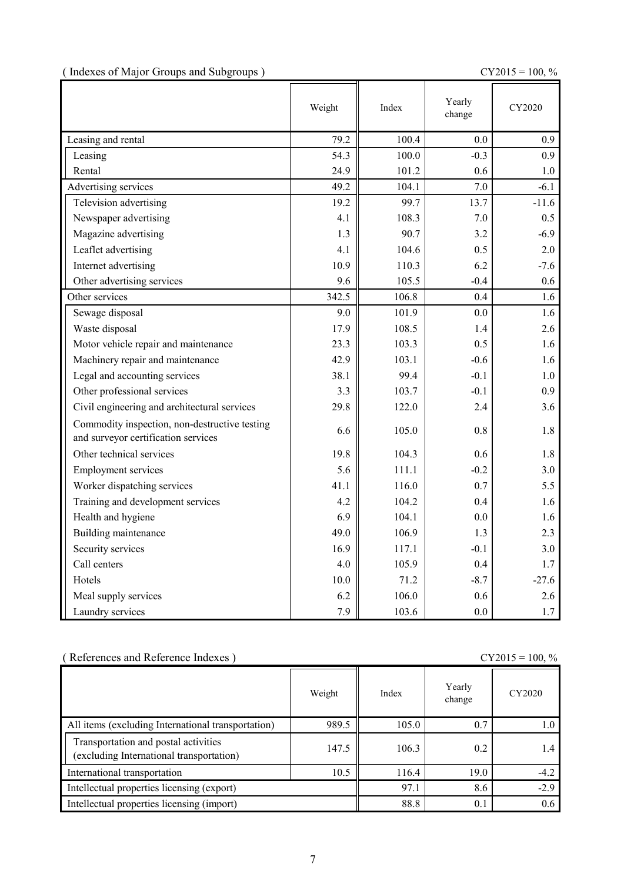( Indexes of Major Groups and Subgroups )

CY2015 = 100, %

| | Weight | Index | Yearly change | CY2020 |
|---|---|---|---|---|
| Leasing and rental | 79.2 | 100.4 | 0.0 | 0.9 |
| Leasing | 54.3 | 100.0 | -0.3 | 0.9 |
| Rental | 24.9 | 101.2 | 0.6 | 1.0 |
| Advertising services | 49.2 | 104.1 | 7.0 | -6.1 |
| Television advertising | 19.2 | 99.7 | 13.7 | -11.6 |
| Newspaper advertising | 4.1 | 108.3 | 7.0 | 0.5 |
| Magazine advertising | 1.3 | 90.7 | 3.2 | -6.9 |
| Leaflet advertising | 4.1 | 104.6 | 0.5 | 2.0 |
| Internet advertising | 10.9 | 110.3 | 6.2 | -7.6 |
| Other advertising services | 9.6 | 105.5 | -0.4 | 0.6 |
| Other services | 342.5 | 106.8 | 0.4 | 1.6 |
| Sewage disposal | 9.0 | 101.9 | 0.0 | 1.6 |
| Waste disposal | 17.9 | 108.5 | 1.4 | 2.6 |
| Motor vehicle repair and maintenance | 23.3 | 103.3 | 0.5 | 1.6 |
| Machinery repair and maintenance | 42.9 | 103.1 | -0.6 | 1.6 |
| Legal and accounting services | 38.1 | 99.4 | -0.1 | 1.0 |
| Other professional services | 3.3 | 103.7 | -0.1 | 0.9 |
| Civil engineering and architectural services | 29.8 | 122.0 | 2.4 | 3.6 |
| Commodity inspection, non-destructive testing and surveyor certification services | 6.6 | 105.0 | 0.8 | 1.8 |
| Other technical services | 19.8 | 104.3 | 0.6 | 1.8 |
| Employment services | 5.6 | 111.1 | -0.2 | 3.0 |
| Worker dispatching services | 41.1 | 116.0 | 0.7 | 5.5 |
| Training and development services | 4.2 | 104.2 | 0.4 | 1.6 |
| Health and hygiene | 6.9 | 104.1 | 0.0 | 1.6 |
| Building maintenance | 49.0 | 106.9 | 1.3 | 2.3 |
| Security services | 16.9 | 117.1 | -0.1 | 3.0 |
| Call centers | 4.0 | 105.9 | 0.4 | 1.7 |
| Hotels | 10.0 | 71.2 | -8.7 | -27.6 |
| Meal supply services | 6.2 | 106.0 | 0.6 | 2.6 |
| Laundry services | 7.9 | 103.6 | 0.0 | 1.7 |

( References and Reference Indexes )

CY2015 = 100, %

| | Weight | Index | Yearly change | CY2020 |
|---|---|---|---|---|
| All items (excluding International transportation) | 989.5 | 105.0 | 0.7 | 1.0 |
| Transportation and postal activities (excluding International transportation) | 147.5 | 106.3 | 0.2 | 1.4 |
| International transportation | 10.5 | 116.4 | 19.0 | -4.2 |
| Intellectual properties licensing (export) | | 97.1 | 8.6 | -2.9 |
| Intellectual properties licensing (import) | | 88.8 | 0.1 | 0.6 |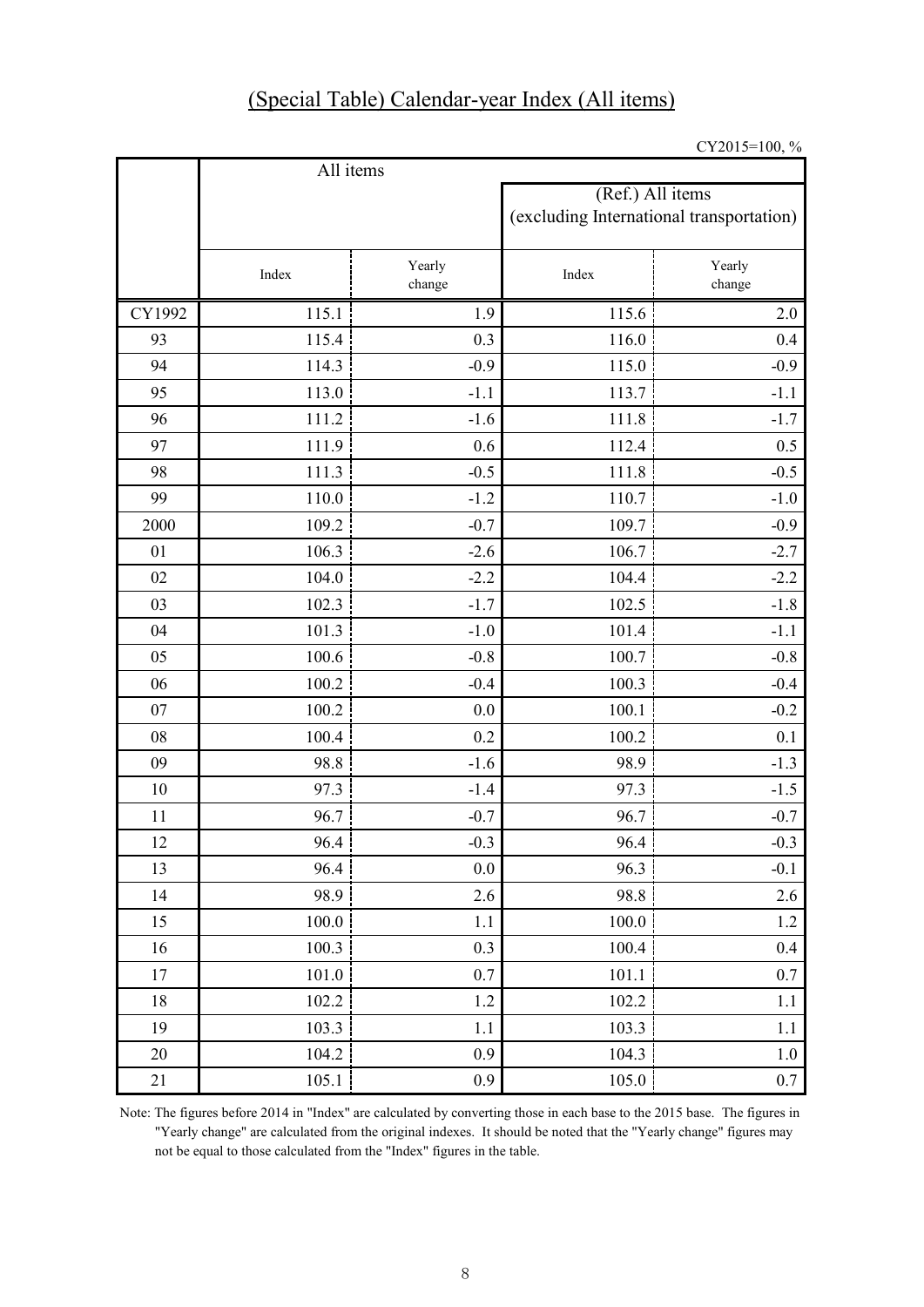# (Special Table) Calendar-year Index (All items)

CY2015=100, %

| | All items | | (Ref.) All items (excluding International transportation) | |
|---|---|---|---|---|
| | Index | Yearly change | Index | Yearly change |
| CY1992 | 115.1 | 1.9 | 115.6 | 2.0 |
| 93 | 115.4 | 0.3 | 116.0 | 0.4 |
| 94 | 114.3 | -0.9 | 115.0 | -0.9 |
| 95 | 113.0 | -1.1 | 113.7 | -1.1 |
| 96 | 111.2 | -1.6 | 111.8 | -1.7 |
| 97 | 111.9 | 0.6 | 112.4 | 0.5 |
| 98 | 111.3 | -0.5 | 111.8 | -0.5 |
| 99 | 110.0 | -1.2 | 110.7 | -1.0 |
| 2000 | 109.2 | -0.7 | 109.7 | -0.9 |
| 01 | 106.3 | -2.6 | 106.7 | -2.7 |
| 02 | 104.0 | -2.2 | 104.4 | -2.2 |
| 03 | 102.3 | -1.7 | 102.5 | -1.8 |
| 04 | 101.3 | -1.0 | 101.4 | -1.1 |
| 05 | 100.6 | -0.8 | 100.7 | -0.8 |
| 06 | 100.2 | -0.4 | 100.3 | -0.4 |
| 07 | 100.2 | 0.0 | 100.1 | -0.2 |
| 08 | 100.4 | 0.2 | 100.2 | 0.1 |
| 09 | 98.8 | -1.6 | 98.9 | -1.3 |
| 10 | 97.3 | -1.4 | 97.3 | -1.5 |
| 11 | 96.7 | -0.7 | 96.7 | -0.7 |
| 12 | 96.4 | -0.3 | 96.4 | -0.3 |
| 13 | 96.4 | 0.0 | 96.3 | -0.1 |
| 14 | 98.9 | 2.6 | 98.8 | 2.6 |
| 15 | 100.0 | 1.1 | 100.0 | 1.2 |
| 16 | 100.3 | 0.3 | 100.4 | 0.4 |
| 17 | 101.0 | 0.7 | 101.1 | 0.7 |
| 18 | 102.2 | 1.2 | 102.2 | 1.1 |
| 19 | 103.3 | 1.1 | 103.3 | 1.1 |
| 20 | 104.2 | 0.9 | 104.3 | 1.0 |
| 21 | 105.1 | 0.9 | 105.0 | 0.7 |

Note: The figures before 2014 in "Index" are calculated by converting those in each base to the 2015 base. The figures in "Yearly change" are calculated from the original indexes. It should be noted that the "Yearly change" figures may not be equal to those calculated from the "Index" figures in the table.